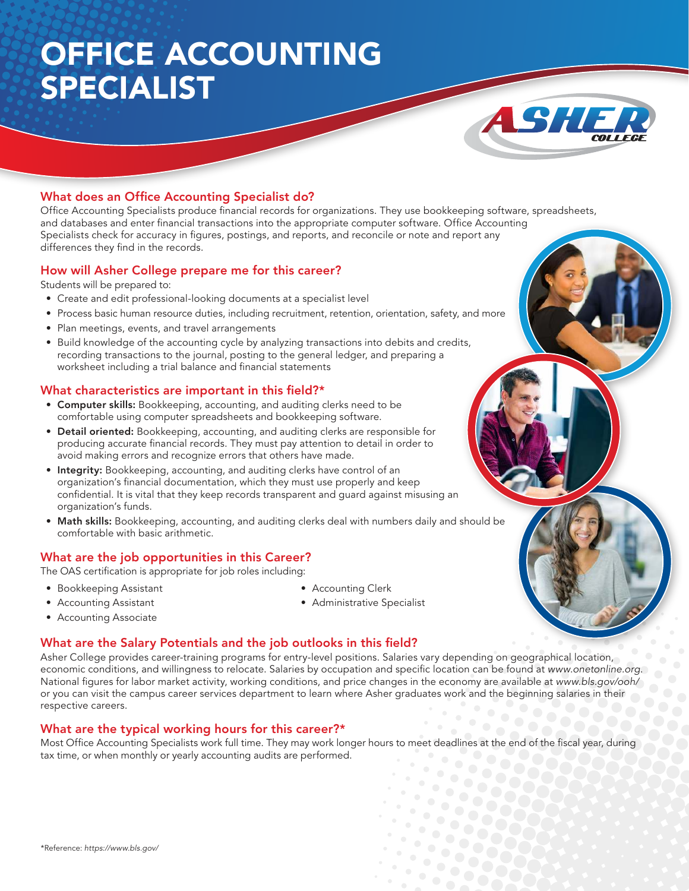# OFFICE ACCOUNTING SPECIALIST

ASHER COLLEGE

## What does an Office Accounting Specialist do?

Office Accounting Specialists produce financial records for organizations. They use bookkeeping software, spreadsheets, and databases and enter financial transactions into the appropriate computer software. Office Accounting Specialists check for accuracy in figures, postings, and reports, and reconcile or note and report any differences they find in the records.

## How will Asher College prepare me for this career?

Students will be prepared to:

- Create and edit professional-looking documents at a specialist level
- Process basic human resource duties, including recruitment, retention, orientation, safety, and more
- Plan meetings, events, and travel arrangements
- Build knowledge of the accounting cycle by analyzing transactions into debits and credits, recording transactions to the journal, posting to the general ledger, and preparing a worksheet including a trial balance and financial statements

## What characteristics are important in this field?*

- **Computer skills:** Bookkeeping, accounting, and auditing clerks need to be comfortable using computer spreadsheets and bookkeeping software.
- **Detail oriented:** Bookkeeping, accounting, and auditing clerks are responsible for producing accurate financial records. They must pay attention to detail in order to avoid making errors and recognize errors that others have made.
- **Integrity:** Bookkeeping, accounting, and auditing clerks have control of an organization's financial documentation, which they must use properly and keep confidential. It is vital that they keep records transparent and guard against misusing an organization's funds.
- **Math skills:** Bookkeeping, accounting, and auditing clerks deal with numbers daily and should be comfortable with basic arithmetic.

## What are the job opportunities in this Career?

The OAS certification is appropriate for job roles including:

- Bookkeeping Assistant
- Accounting Assistant
- Accounting Associate
- Accounting Clerk
- Administrative Specialist

## What are the Salary Potentials and the job outlooks in this field?

Asher College provides career-training programs for entry-level positions. Salaries vary depending on geographical location, economic conditions, and willingness to relocate. Salaries by occupation and specific location can be found at *www.onetonline.org*. National figures for labor market activity, working conditions, and price changes in the economy are available at *www.bls.gov/ooh/* or you can visit the campus career services department to learn where Asher graduates work and the beginning salaries in their respective careers.

## What are the typical working hours for this career?*

Most Office Accounting Specialists work full time. They may work longer hours to meet deadlines at the end of the fiscal year, during tax time, or when monthly or yearly accounting audits are performed.

*Reference: *https://www.bls.gov/*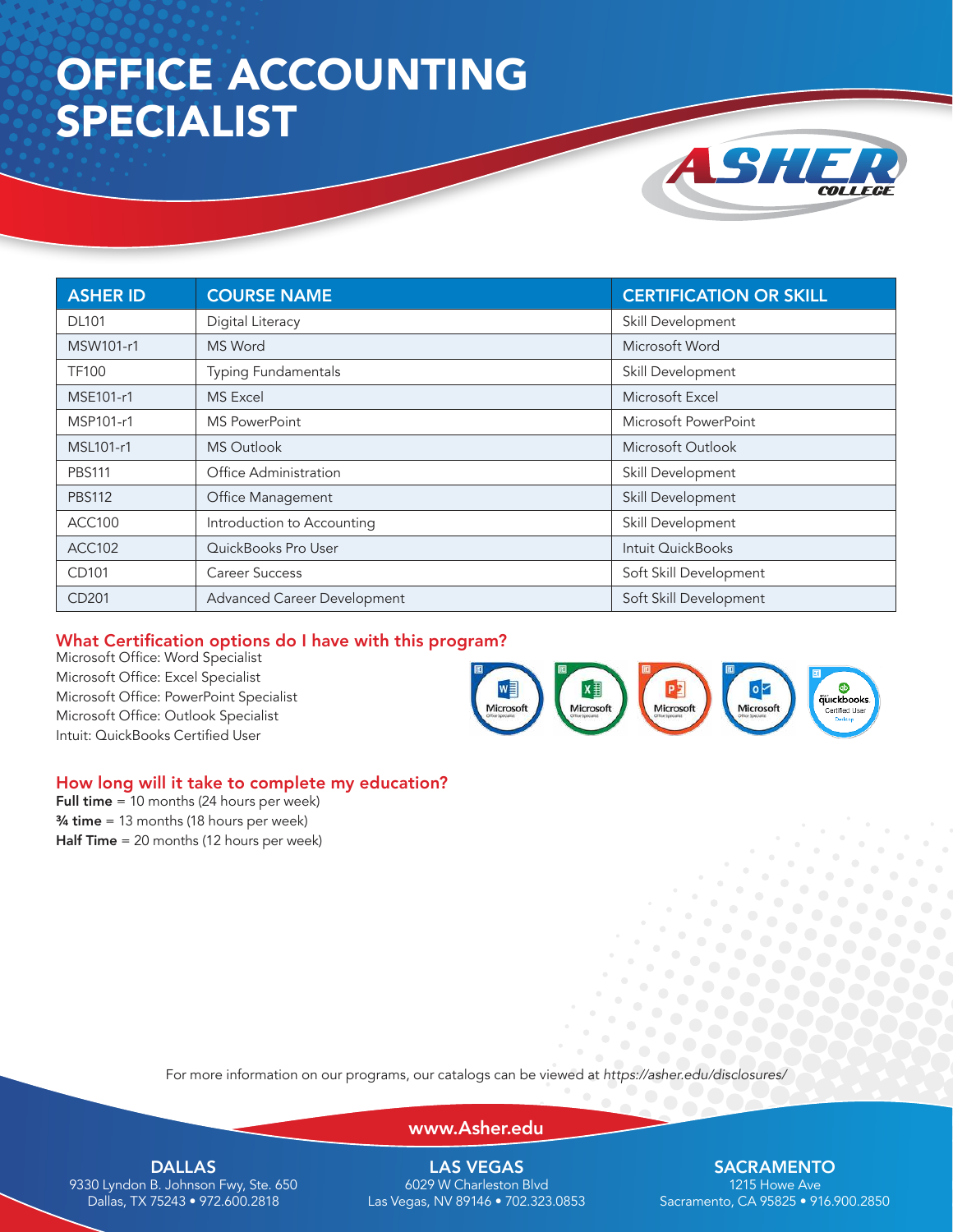# OFFICE ACCOUNTING SPECIALIST

| ASHER ID | COURSE NAME | CERTIFICATION OR SKILL |
|---|---|---|
| DL101 | Digital Literacy | Skill Development |
| MSW101-r1 | MS Word | Microsoft Word |
| TF100 | Typing Fundamentals | Skill Development |
| MSE101-r1 | MS Excel | Microsoft Excel |
| MSP101-r1 | MS PowerPoint | Microsoft PowerPoint |
| MSL101-r1 | MS Outlook | Microsoft Outlook |
| PBS111 | Office Administration | Skill Development |
| PBS112 | Office Management | Skill Development |
| ACC100 | Introduction to Accounting | Skill Development |
| ACC102 | QuickBooks Pro User | Intuit QuickBooks |
| CD101 | Career Success | Soft Skill Development |
| CD201 | Advanced Career Development | Soft Skill Development |

## What Certification options do I have with this program?

Microsoft Office: Word Specialist
Microsoft Office: Excel Specialist
Microsoft Office: PowerPoint Specialist
Microsoft Office: Outlook Specialist
Intuit: QuickBooks Certified User

## How long will it take to complete my education?

**Full time** = 10 months (24 hours per week)
**¾ time** = 13 months (18 hours per week)
**Half Time** = 20 months (12 hours per week)

For more information on our programs, our catalogs can be viewed at *https://asher.edu/disclosures/*

www.Asher.edu

**DALLAS**
9330 Lyndon B. Johnson Fwy, Ste. 650
Dallas, TX 75243 • 972.600.2818

**LAS VEGAS**
6029 W Charleston Blvd
Las Vegas, NV 89146 • 702.323.0853

**SACRAMENTO**
1215 Howe Ave
Sacramento, CA 95825 • 916.900.2850